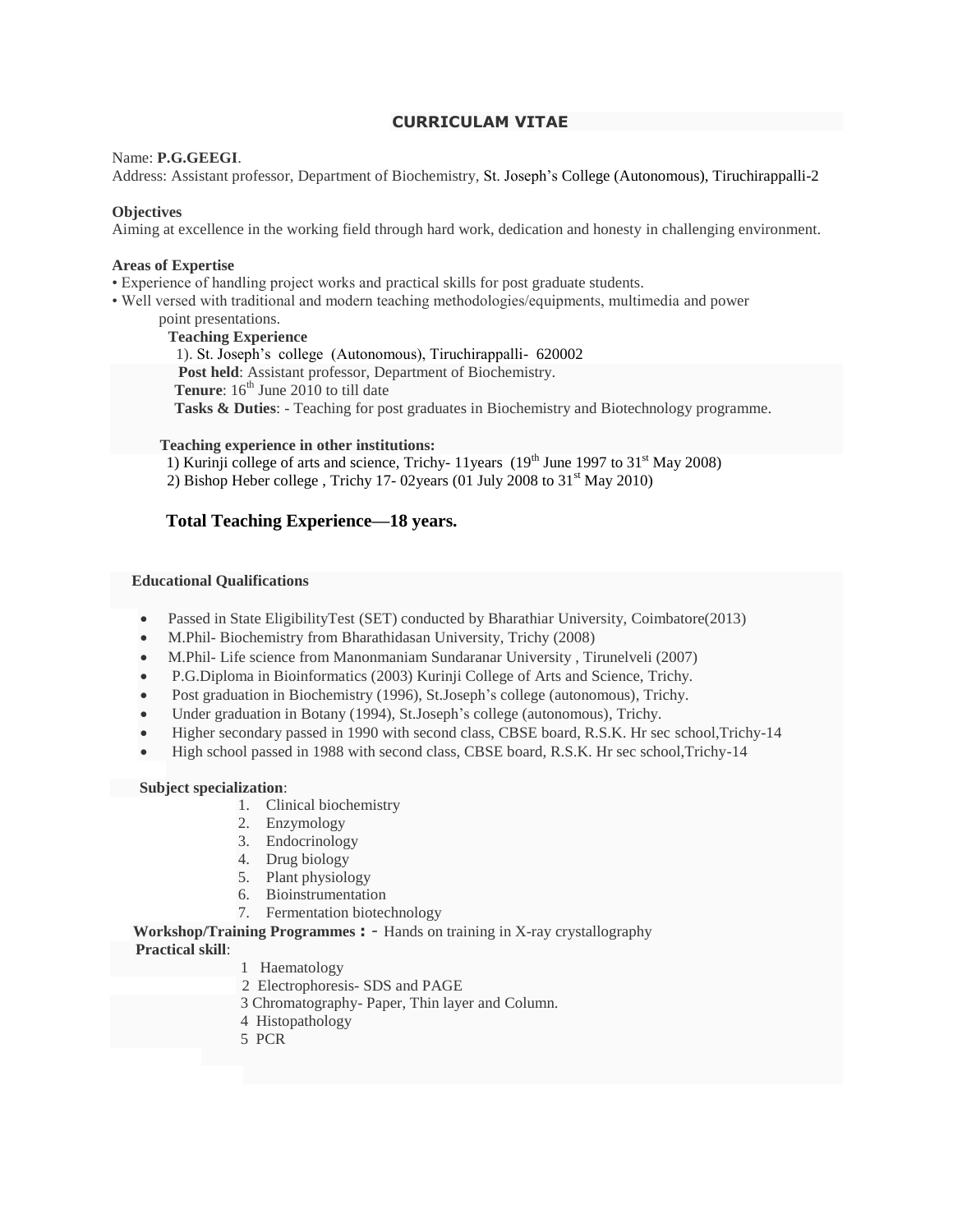# CURRICULAM VITAE

Name: **P.G.GEEGI**.

Address: Assistant professor, Department of Biochemistry, St. Joseph's College (Autonomous), Tiruchirappalli-2

**Objectives**

Aiming at excellence in the working field through hard work, dedication and honesty in challenging environment.

**Areas of Expertise**

- Experience of handling project works and practical skills for post graduate students.
- Well versed with traditional and modern teaching methodologies/equipments, multimedia and power point presentations.

**Teaching Experience**

1). St. Joseph's college (Autonomous), Tiruchirappalli- 620002

**Post held**: Assistant professor, Department of Biochemistry.

**Tenure**: 16th June 2010 to till date

**Tasks & Duties**: - Teaching for post graduates in Biochemistry and Biotechnology programme.

**Teaching experience in other institutions:**

1) Kurinji college of arts and science, Trichy- 11years (19th June 1997 to 31st May 2008)

2) Bishop Heber college , Trichy 17- 02years (01 July 2008 to 31st May 2010)

**Total Teaching Experience—18 years.**

**Educational Qualifications**

- Passed in State EligibilityTest (SET) conducted by Bharathiar University, Coimbatore(2013)
- M.Phil- Biochemistry from Bharathidasan University, Trichy (2008)
- M.Phil- Life science from Manonmaniam Sundaranar University , Tirunelveli (2007)
- P.G.Diploma in Bioinformatics (2003) Kurinji College of Arts and Science, Trichy.
- Post graduation in Biochemistry (1996), St.Joseph's college (autonomous), Trichy.
- Under graduation in Botany (1994), St.Joseph's college (autonomous), Trichy.
- Higher secondary passed in 1990 with second class, CBSE board, R.S.K. Hr sec school,Trichy-14
- High school passed in 1988 with second class, CBSE board, R.S.K. Hr sec school,Trichy-14

**Subject specialization**:

1. Clinical biochemistry
2. Enzymology
3. Endocrinology
4. Drug biology
5. Plant physiology
6. Bioinstrumentation
7. Fermentation biotechnology

**Workshop/Training Programmes :** - Hands on training in X-ray crystallography

**Practical skill**:

1 Haematology

2 Electrophoresis- SDS and PAGE

3 Chromatography- Paper, Thin layer and Column.

4 Histopathology

5 PCR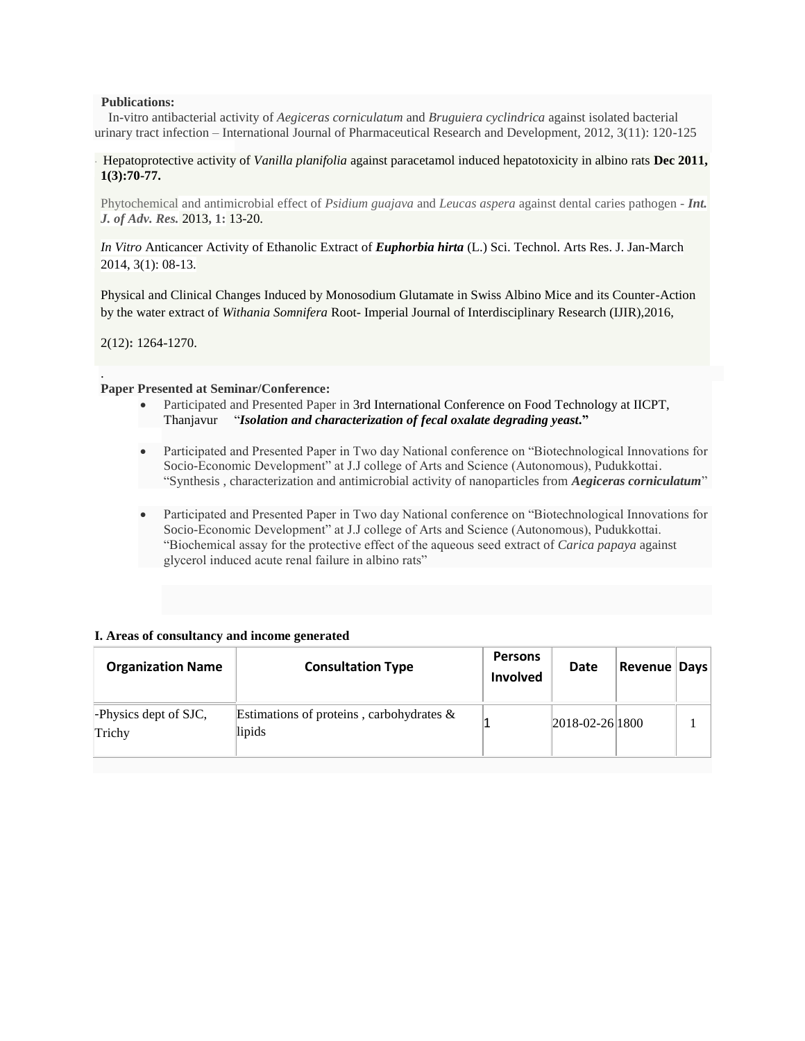**Publications:**

In-vitro antibacterial activity of *Aegiceras corniculatum* and *Bruguiera cyclindrica* against isolated bacterial urinary tract infection – International Journal of Pharmaceutical Research and Development, 2012, 3(11): 120-125

Hepatoprotective activity of *Vanilla planifolia* against paracetamol induced hepatotoxicity in albino rats **Dec 2011, 1(3):70-77.**

Phytochemical and antimicrobial effect of *Psidium guajava* and *Leucas aspera* against dental caries pathogen - ***Int. J. of Adv. Res.*** 2013, **1:** 13-20.

*In Vitro* Anticancer Activity of Ethanolic Extract of ***Euphorbia hirta*** (L.) Sci. Technol. Arts Res. J. Jan-March 2014, 3(1): 08-13.

Physical and Clinical Changes Induced by Monosodium Glutamate in Swiss Albino Mice and its Counter-Action by the water extract of *Withania Somnifera* Root- Imperial Journal of Interdisciplinary Research (IJIR),2016,

2(12)**:** 1264-1270.

.

**Paper Presented at Seminar/Conference:**

- Participated and Presented Paper in 3rd International Conference on Food Technology at IICPT, Thanjavur "***Isolation and characterization of fecal oxalate degrading yeast*.**"
- Participated and Presented Paper in Two day National conference on "Biotechnological Innovations for Socio-Economic Development" at J.J college of Arts and Science (Autonomous), Pudukkottai. "Synthesis , characterization and antimicrobial activity of nanoparticles from ***Aegiceras corniculatum***"
- Participated and Presented Paper in Two day National conference on "Biotechnological Innovations for Socio-Economic Development" at J.J college of Arts and Science (Autonomous), Pudukkottai. "Biochemical assay for the protective effect of the aqueous seed extract of *Carica papaya* against glycerol induced acute renal failure in albino rats"

**I. Areas of consultancy and income generated**

| Organization Name | Consultation Type | Persons Involved | Date | Revenue | Days |
|---|---|---|---|---|---|
| -Physics dept of SJC, Trichy | Estimations of proteins , carbohydrates & lipids | 1 | 2018-02-26 | 1800 | 1 |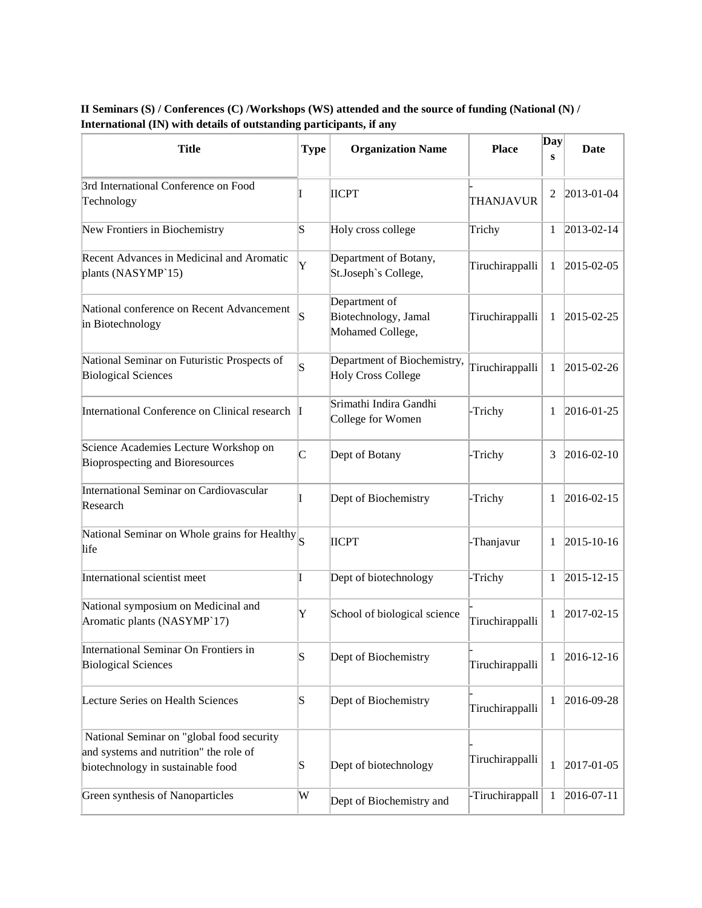**II Seminars (S) / Conferences (C) /Workshops (WS) attended and the source of funding (National (N) / International (IN) with details of outstanding participants, if any**

| Title | Type | Organization Name | Place | Days | Date |
|---|---|---|---|---|---|
| 3rd International Conference on Food Technology | I | IICPT | -THANJAVUR | 2 | 2013-01-04 |
| New Frontiers in Biochemistry | S | Holy cross college | Trichy | 1 | 2013-02-14 |
| Recent Advances in Medicinal and Aromatic plants (NASYMP`15) | Y | Department of Botany, St.Joseph`s College, | Tiruchirappalli | 1 | 2015-02-05 |
| National conference on Recent Advancement in Biotechnology | S | Department of Biotechnology, Jamal Mohamed College, | Tiruchirappalli | 1 | 2015-02-25 |
| National Seminar on Futuristic Prospects of Biological Sciences | S | Department of Biochemistry, Holy Cross College | Tiruchirappalli | 1 | 2015-02-26 |
| International Conference on Clinical research | I | Srimathi Indira Gandhi College for Women | -Trichy | 1 | 2016-01-25 |
| Science Academies Lecture Workshop on Bioprospecting and Bioresources | C | Dept of Botany | -Trichy | 3 | 2016-02-10 |
| International Seminar on Cardiovascular Research | I | Dept of Biochemistry | -Trichy | 1 | 2016-02-15 |
| National Seminar on Whole grains for Healthy life | S | IICPT | -Thanjavur | 1 | 2015-10-16 |
| International scientist meet | I | Dept of biotechnology | -Trichy | 1 | 2015-12-15 |
| National symposium on Medicinal and Aromatic plants (NASYMP`17) | Y | School of biological science | -Tiruchirappalli | 1 | 2017-02-15 |
| International Seminar On Frontiers in Biological Sciences | S | Dept of Biochemistry | -Tiruchirappalli | 1 | 2016-12-16 |
| Lecture Series on Health Sciences | S | Dept of Biochemistry | -Tiruchirappalli | 1 | 2016-09-28 |
| National Seminar on "global food security and systems and nutrition" the role of biotechnology in sustainable food | S | Dept of biotechnology | -Tiruchirappalli | 1 | 2017-01-05 |
| Green synthesis of Nanoparticles | W | Dept of Biochemistry and | -Tiruchirappall | 1 | 2016-07-11 |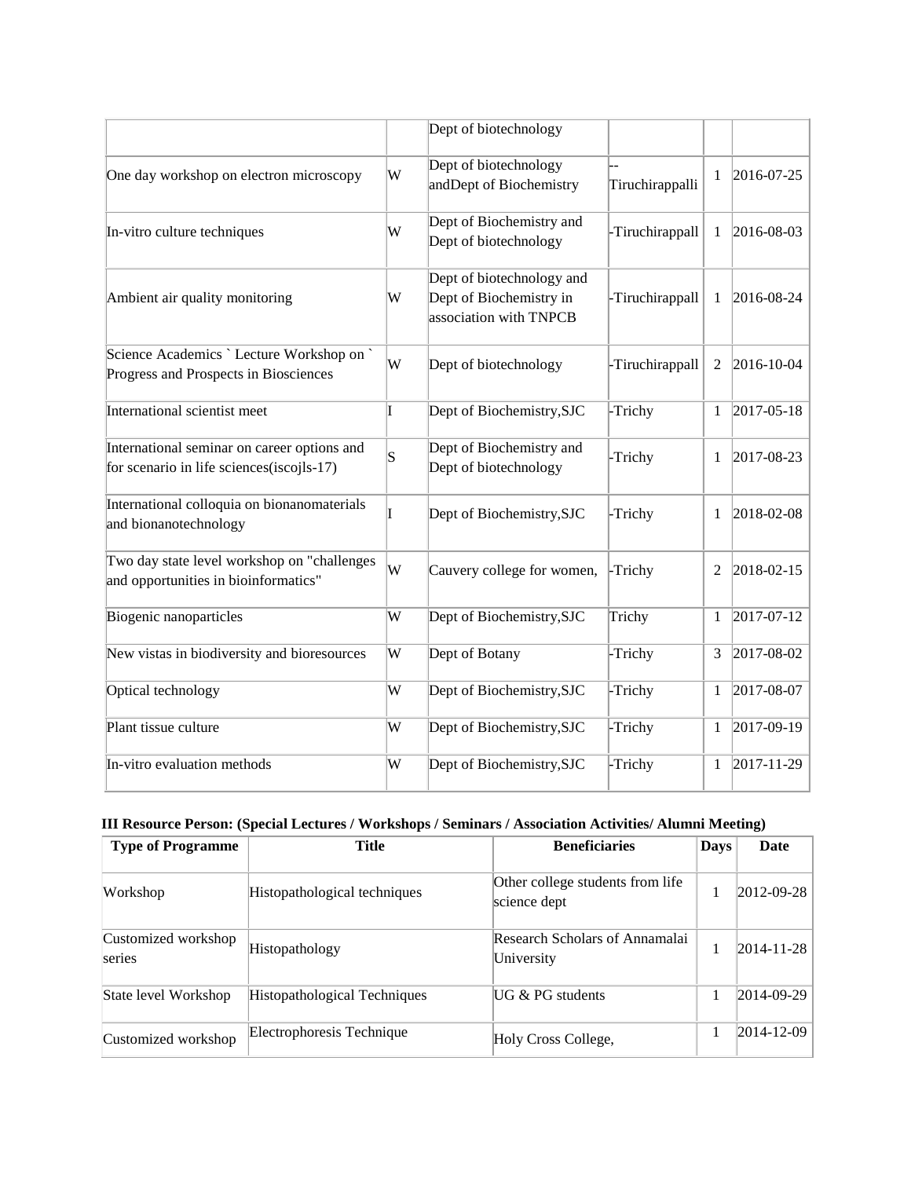| | | Dept of biotechnology | | | |
|---|---|---|---|---|---|
| One day workshop on electron microscopy | W | Dept of biotechnology andDept of Biochemistry | -- Tiruchirappalli | 1 | 2016-07-25 |
| In-vitro culture techniques | W | Dept of Biochemistry and Dept of biotechnology | -Tiruchirappall | 1 | 2016-08-03 |
| Ambient air quality monitoring | W | Dept of biotechnology and Dept of Biochemistry in association with TNPCB | -Tiruchirappall | 1 | 2016-08-24 |
| Science Academics ` Lecture Workshop on ` Progress and Prospects in Biosciences | W | Dept of biotechnology | -Tiruchirappall | 2 | 2016-10-04 |
| International scientist meet | I | Dept of Biochemistry,SJC | -Trichy | 1 | 2017-05-18 |
| International seminar on career options and for scenario in life sciences(iscojls-17) | S | Dept of Biochemistry and Dept of biotechnology | -Trichy | 1 | 2017-08-23 |
| International colloquia on bionanomaterials and bionanotechnology | I | Dept of Biochemistry,SJC | -Trichy | 1 | 2018-02-08 |
| Two day state level workshop on "challenges and opportunities in bioinformatics" | W | Cauvery college for women, | -Trichy | 2 | 2018-02-15 |
| Biogenic nanoparticles | W | Dept of Biochemistry,SJC | Trichy | 1 | 2017-07-12 |
| New vistas in biodiversity and bioresources | W | Dept of Botany | -Trichy | 3 | 2017-08-02 |
| Optical technology | W | Dept of Biochemistry,SJC | -Trichy | 1 | 2017-08-07 |
| Plant tissue culture | W | Dept of Biochemistry,SJC | -Trichy | 1 | 2017-09-19 |
| In-vitro evaluation methods | W | Dept of Biochemistry,SJC | -Trichy | 1 | 2017-11-29 |

**III Resource Person: (Special Lectures / Workshops / Seminars / Association Activities/ Alumni Meeting)**

| Type of Programme | Title | Beneficiaries | Days | Date |
|---|---|---|---|---|
| Workshop | Histopathological techniques | Other college students from life science dept | 1 | 2012-09-28 |
| Customized workshop series | Histopathology | Research Scholars of Annamalai University | 1 | 2014-11-28 |
| State level Workshop | Histopathological Techniques | UG & PG students | 1 | 2014-09-29 |
| Customized workshop | Electrophoresis Technique | Holy Cross College, | 1 | 2014-12-09 |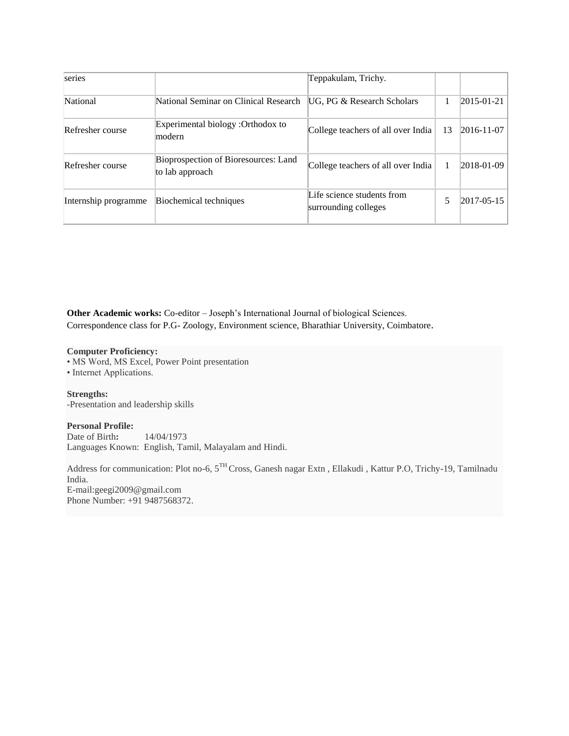| | | | | |
|---|---|---|---|---|
| series | | Teppakulam, Trichy. | | |
| National | National Seminar on Clinical Research | UG, PG & Research Scholars | 1 | 2015-01-21 |
| Refresher course | Experimental biology :Orthodox to modern | College teachers of all over India | 13 | 2016-11-07 |
| Refresher course | Bioprospection of Bioresources: Land to lab approach | College teachers of all over India | 1 | 2018-01-09 |
| Internship programme | Biochemical techniques | Life science students from surrounding colleges | 5 | 2017-05-15 |

**Other Academic works:** Co-editor – Joseph's International Journal of biological Sciences.
Correspondence class for P.G- Zoology, Environment science, Bharathiar University, Coimbatore.

**Computer Proficiency:**
• MS Word, MS Excel, Power Point presentation
• Internet Applications.

**Strengths:**
-Presentation and leadership skills

**Personal Profile:**
Date of Birth**:** 14/04/1973
Languages Known: English, Tamil, Malayalam and Hindi.

Address for communication: Plot no-6, 5TH Cross, Ganesh nagar Extn , Ellakudi , Kattur P.O, Trichy-19, Tamilnadu India.
E-mail:geegi2009@gmail.com
Phone Number: +91 9487568372.